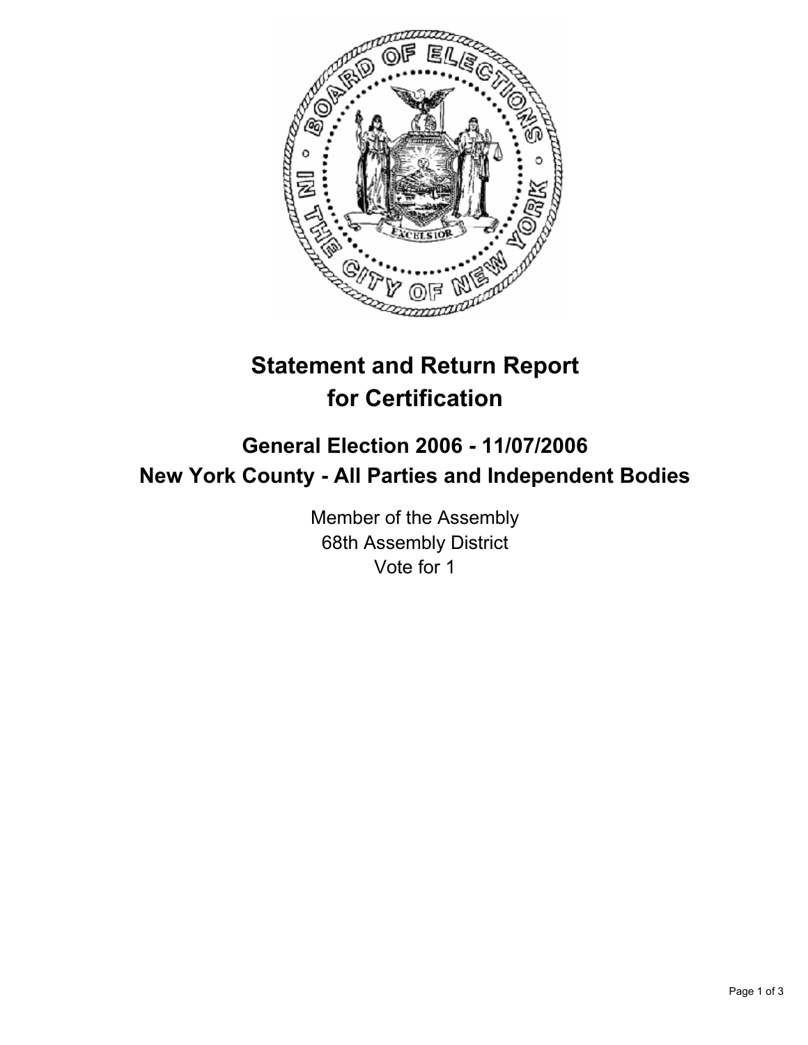# Statement and Return Report for Certification

## General Election 2006 - 11/07/2006
## New York County - All Parties and Independent Bodies

Member of the Assembly
68th Assembly District
Vote for 1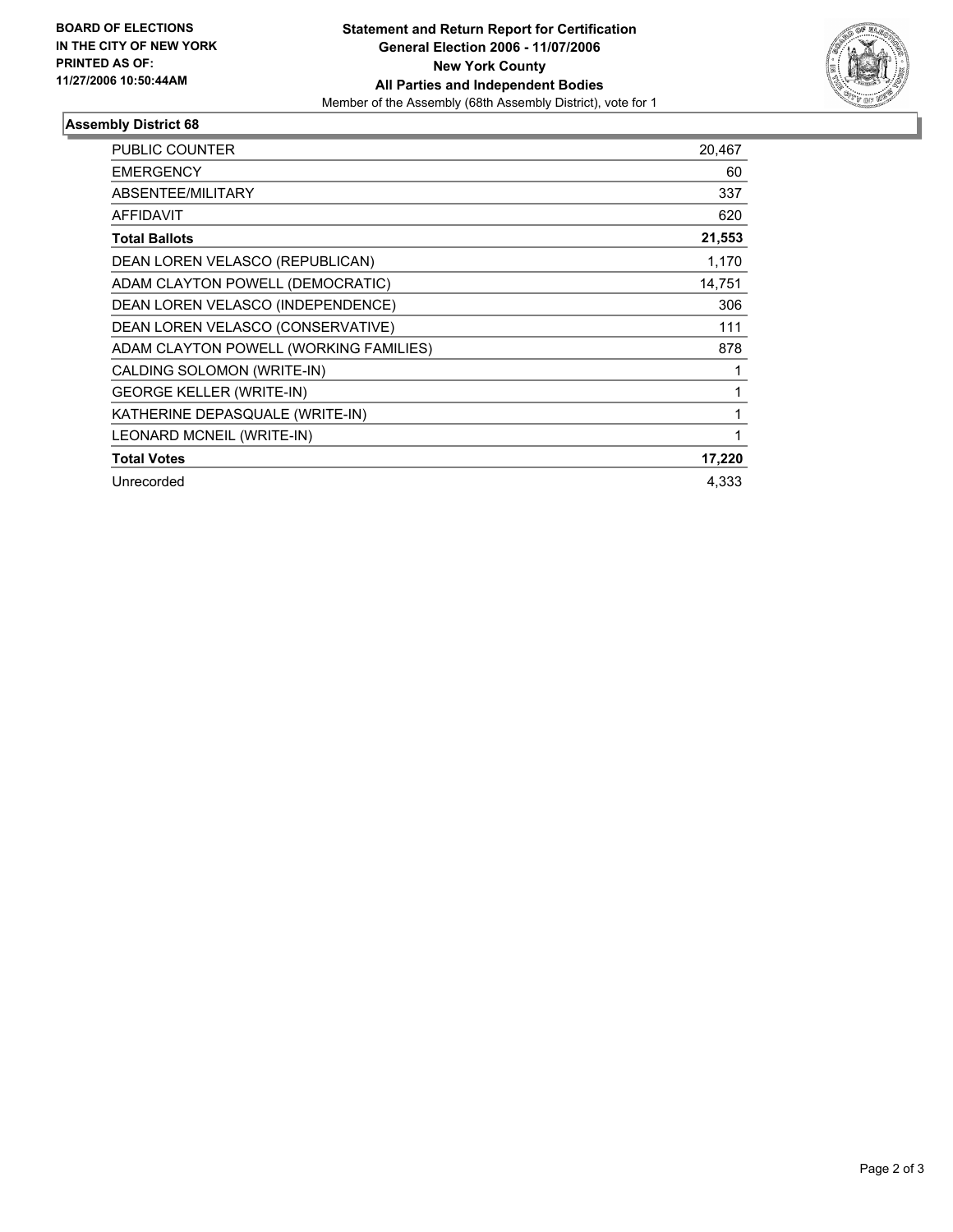**BOARD OF ELECTIONS IN THE CITY OF NEW YORK PRINTED AS OF: 11/27/2006 10:50:44AM**

# Statement and Return Report for Certification General Election 2006 - 11/07/2006 New York County All Parties and Independent Bodies

Member of the Assembly (68th Assembly District), vote for 1

## Assembly District 68

| | |
|---|---|
| PUBLIC COUNTER | 20,467 |
| EMERGENCY | 60 |
| ABSENTEE/MILITARY | 337 |
| AFFIDAVIT | 620 |
| **Total Ballots** | **21,553** |
| DEAN LOREN VELASCO (REPUBLICAN) | 1,170 |
| ADAM CLAYTON POWELL (DEMOCRATIC) | 14,751 |
| DEAN LOREN VELASCO (INDEPENDENCE) | 306 |
| DEAN LOREN VELASCO (CONSERVATIVE) | 111 |
| ADAM CLAYTON POWELL (WORKING FAMILIES) | 878 |
| CALDING SOLOMON (WRITE-IN) | 1 |
| GEORGE KELLER (WRITE-IN) | 1 |
| KATHERINE DEPASQUALE (WRITE-IN) | 1 |
| LEONARD MCNEIL (WRITE-IN) | 1 |
| **Total Votes** | **17,220** |
| Unrecorded | 4,333 |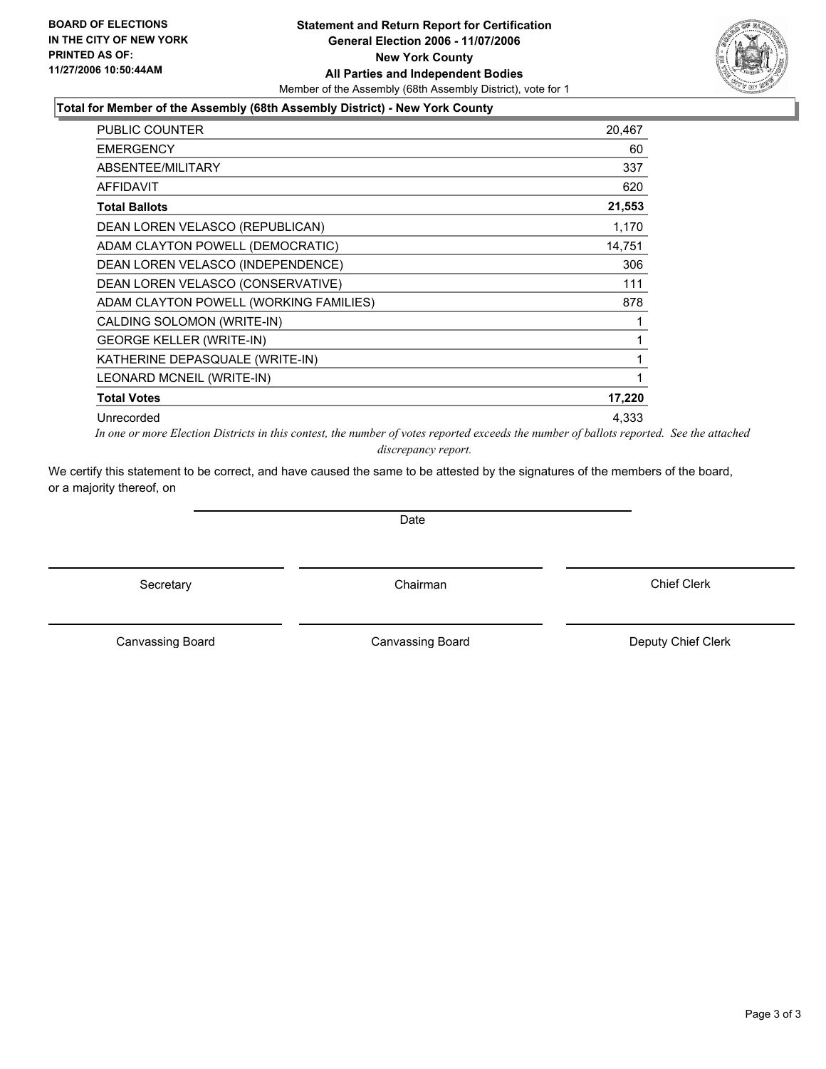**BOARD OF ELECTIONS IN THE CITY OF NEW YORK PRINTED AS OF: 11/27/2006 10:50:44AM**

# Statement and Return Report for Certification
## General Election 2006 - 11/07/2006
## New York County
## All Parties and Independent Bodies

Member of the Assembly (68th Assembly District), vote for 1

### Total for Member of the Assembly (68th Assembly District) - New York County

| | |
|---|---|
| PUBLIC COUNTER | 20,467 |
| EMERGENCY | 60 |
| ABSENTEE/MILITARY | 337 |
| AFFIDAVIT | 620 |
| **Total Ballots** | **21,553** |
| DEAN LOREN VELASCO (REPUBLICAN) | 1,170 |
| ADAM CLAYTON POWELL (DEMOCRATIC) | 14,751 |
| DEAN LOREN VELASCO (INDEPENDENCE) | 306 |
| DEAN LOREN VELASCO (CONSERVATIVE) | 111 |
| ADAM CLAYTON POWELL (WORKING FAMILIES) | 878 |
| CALDING SOLOMON (WRITE-IN) | 1 |
| GEORGE KELLER (WRITE-IN) | 1 |
| KATHERINE DEPASQUALE (WRITE-IN) | 1 |
| LEONARD MCNEIL (WRITE-IN) | 1 |
| **Total Votes** | **17,220** |
| Unrecorded | 4,333 |

*In one or more Election Districts in this contest, the number of votes reported exceeds the number of ballots reported. See the attached discrepancy report.*

We certify this statement to be correct, and have caused the same to be attested by the signatures of the members of the board, or a majority thereof, on

Date

Secretary | Chairman | Chief Clerk

Canvassing Board | Canvassing Board | Deputy Chief Clerk